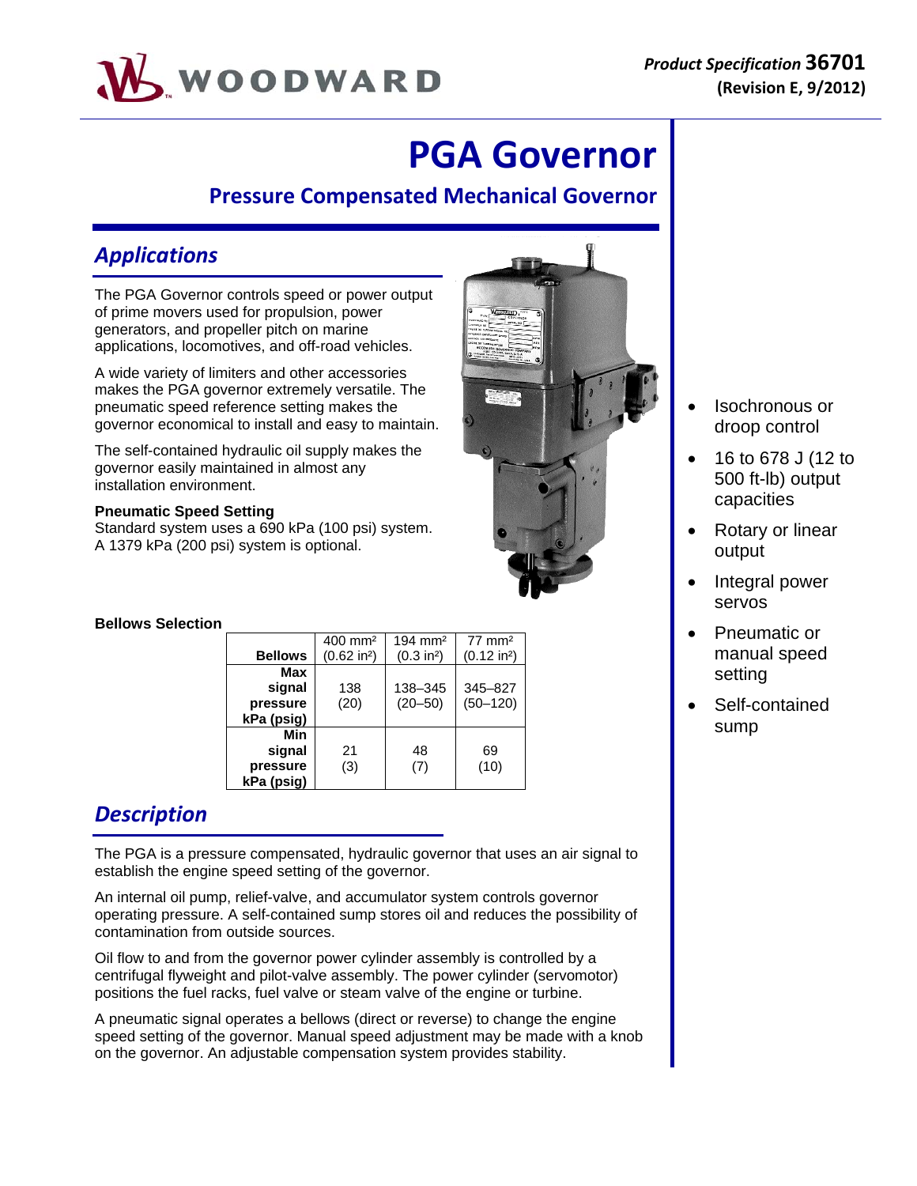# PGA Governor

## Pressure Compensated Mechanical Governor

## Applications

The PGA Governor controls speed or power output of prime movers used for propulsion, power generators, and propeller pitch on marine applications, locomotives, and off-road vehicles.

A wide variety of limiters and other accessories makes the PGA governor extremely versatile. The pneumatic speed reference setting makes the governor economical to install and easy to maintain.

The self-contained hydraulic oil supply makes the governor easily maintained in almost any installation environment.

**Pneumatic Speed Setting**
Standard system uses a 690 kPa (100 psi) system. A 1379 kPa (200 psi) system is optional.

**Bellows Selection**

| Bellows | 400 mm² (0.62 in²) | 194 mm² (0.3 in²) | 77 mm² (0.12 in²) |
|---|---|---|---|
| Max signal pressure kPa (psig) | 138 (20) | 138–345 (20–50) | 345–827 (50–120) |
| Min signal pressure kPa (psig) | 21 (3) | 48 (7) | 69 (10) |

- Isochronous or droop control
- 16 to 678 J (12 to 500 ft-lb) output capacities
- Rotary or linear output
- Integral power servos
- Pneumatic or manual speed setting
- Self-contained sump

## Description

The PGA is a pressure compensated, hydraulic governor that uses an air signal to establish the engine speed setting of the governor.

An internal oil pump, relief-valve, and accumulator system controls governor operating pressure. A self-contained sump stores oil and reduces the possibility of contamination from outside sources.

Oil flow to and from the governor power cylinder assembly is controlled by a centrifugal flyweight and pilot-valve assembly. The power cylinder (servomotor) positions the fuel racks, fuel valve or steam valve of the engine or turbine.

A pneumatic signal operates a bellows (direct or reverse) to change the engine speed setting of the governor. Manual speed adjustment may be made with a knob on the governor. An adjustable compensation system provides stability.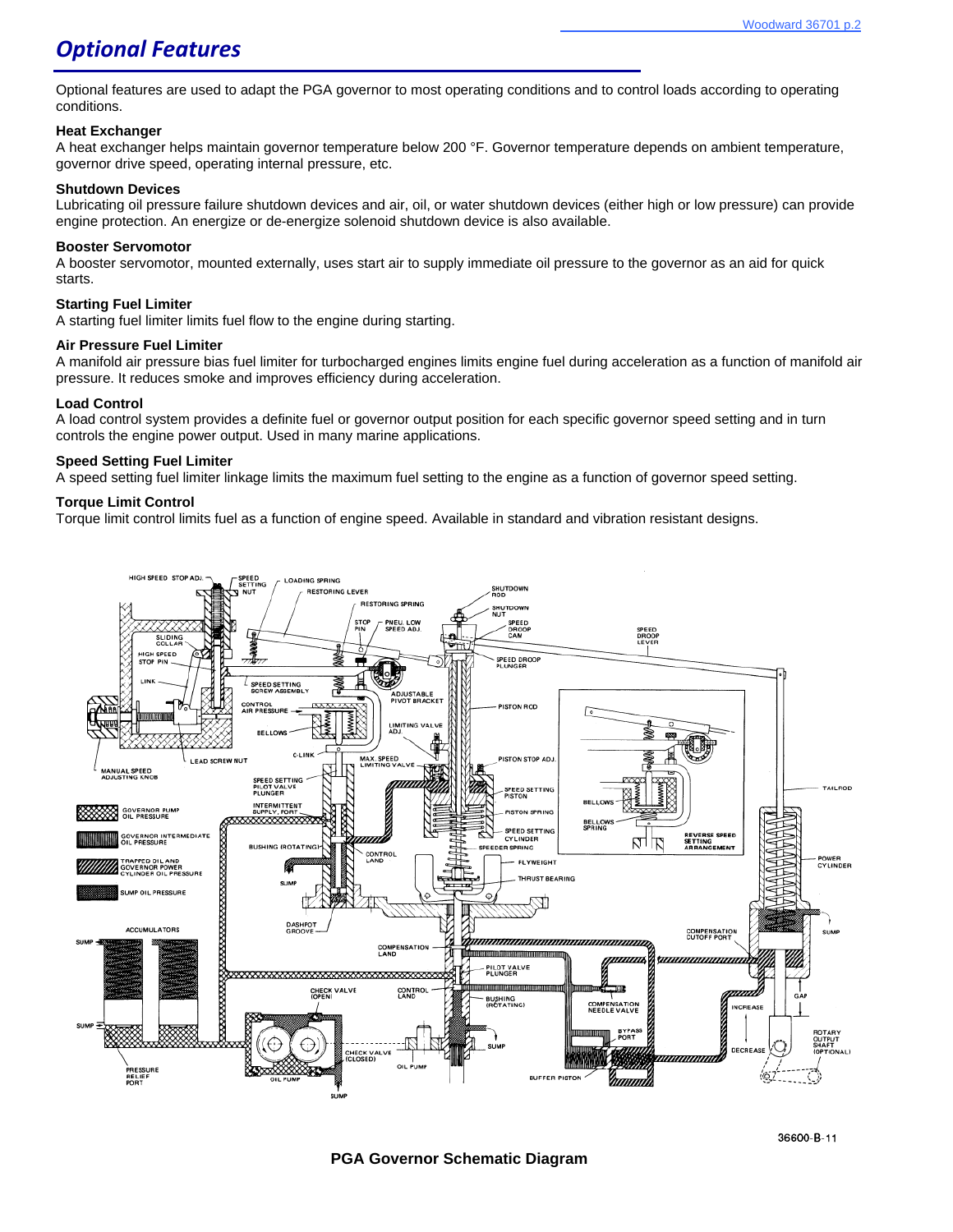## Optional Features

Optional features are used to adapt the PGA governor to most operating conditions and to control loads according to operating conditions.

### Heat Exchanger

A heat exchanger helps maintain governor temperature below 200 °F. Governor temperature depends on ambient temperature, governor drive speed, operating internal pressure, etc.

### Shutdown Devices

Lubricating oil pressure failure shutdown devices and air, oil, or water shutdown devices (either high or low pressure) can provide engine protection. An energize or de-energize solenoid shutdown device is also available.

### Booster Servomotor

A booster servomotor, mounted externally, uses start air to supply immediate oil pressure to the governor as an aid for quick starts.

### Starting Fuel Limiter

A starting fuel limiter limits fuel flow to the engine during starting.

### Air Pressure Fuel Limiter

A manifold air pressure bias fuel limiter for turbocharged engines limits engine fuel during acceleration as a function of manifold air pressure. It reduces smoke and improves efficiency during acceleration.

### Load Control

A load control system provides a definite fuel or governor output position for each specific governor speed setting and in turn controls the engine power output. Used in many marine applications.

### Speed Setting Fuel Limiter

A speed setting fuel limiter linkage limits the maximum fuel setting to the engine as a function of governor speed setting.

### Torque Limit Control

Torque limit control limits fuel as a function of engine speed. Available in standard and vibration resistant designs.

36600-B-11

**PGA Governor Schematic Diagram**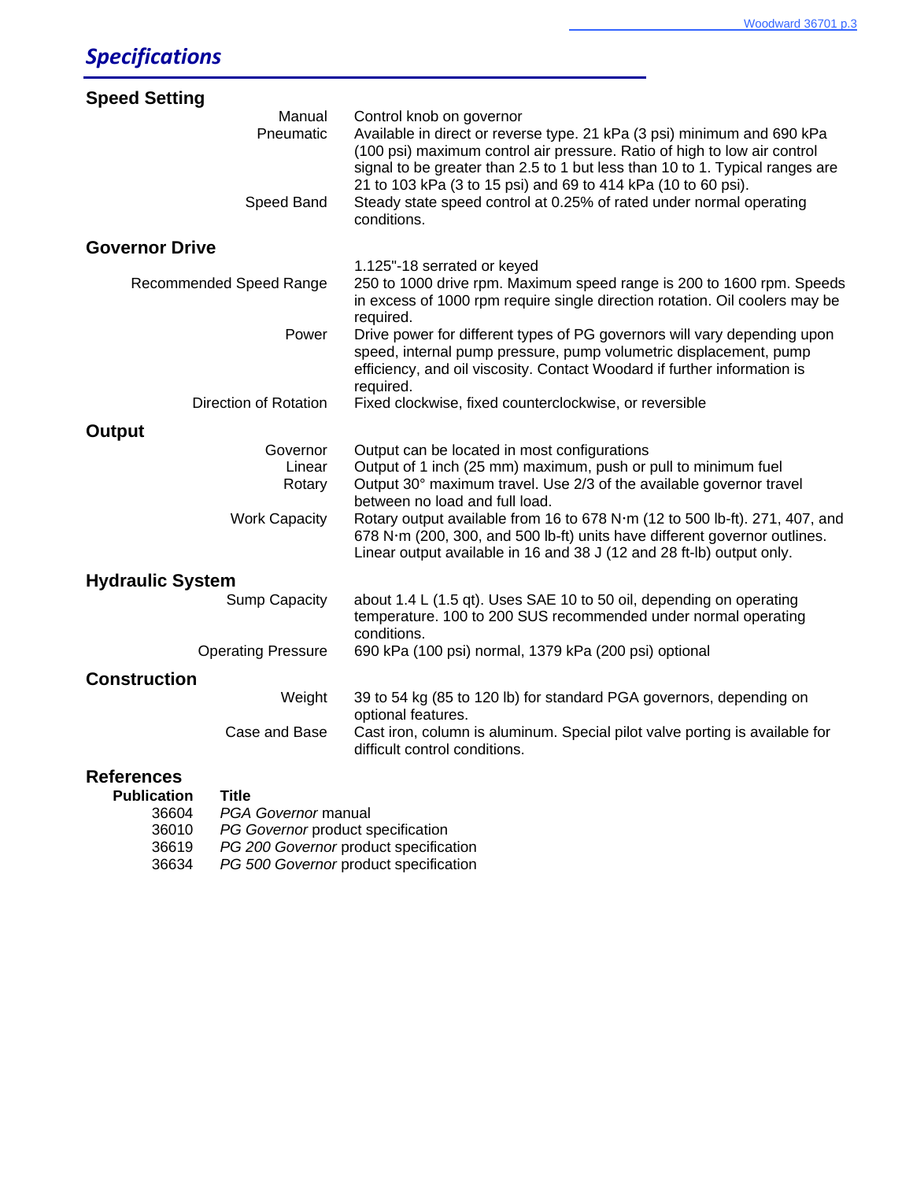# *Specifications*

## Speed Setting

| | |
|---|---|
| Manual | Control knob on governor |
| Pneumatic | Available in direct or reverse type. 21 kPa (3 psi) minimum and 690 kPa (100 psi) maximum control air pressure. Ratio of high to low air control signal to be greater than 2.5 to 1 but less than 10 to 1. Typical ranges are 21 to 103 kPa (3 to 15 psi) and 69 to 414 kPa (10 to 60 psi). |
| Speed Band | Steady state speed control at 0.25% of rated under normal operating conditions. |

## Governor Drive

| | |
|---|---|
| | 1.125"-18 serrated or keyed |
| Recommended Speed Range | 250 to 1000 drive rpm. Maximum speed range is 200 to 1600 rpm. Speeds in excess of 1000 rpm require single direction rotation. Oil coolers may be required. |
| Power | Drive power for different types of PG governors will vary depending upon speed, internal pump pressure, pump volumetric displacement, pump efficiency, and oil viscosity. Contact Woodard if further information is required. |
| Direction of Rotation | Fixed clockwise, fixed counterclockwise, or reversible |

## Output

| | |
|---|---|
| Governor | Output can be located in most configurations |
| Linear | Output of 1 inch (25 mm) maximum, push or pull to minimum fuel |
| Rotary | Output 30° maximum travel. Use 2/3 of the available governor travel between no load and full load. |
| Work Capacity | Rotary output available from 16 to 678 N·m (12 to 500 lb-ft). 271, 407, and 678 N·m (200, 300, and 500 lb-ft) units have different governor outlines. Linear output available in 16 and 38 J (12 and 28 ft-lb) output only. |

## Hydraulic System

| | |
|---|---|
| Sump Capacity | about 1.4 L (1.5 qt). Uses SAE 10 to 50 oil, depending on operating temperature. 100 to 200 SUS recommended under normal operating conditions. |
| Operating Pressure | 690 kPa (100 psi) normal, 1379 kPa (200 psi) optional |

## Construction

| | |
|---|---|
| Weight | 39 to 54 kg (85 to 120 lb) for standard PGA governors, depending on optional features. |
| Case and Base | Cast iron, column is aluminum. Special pilot valve porting is available for difficult control conditions. |

## References

| Publication | Title |
|---|---|
| 36604 | *PGA Governor* manual |
| 36010 | *PG Governor* product specification |
| 36619 | *PG 200 Governor* product specification |
| 36634 | *PG 500 Governor* product specification |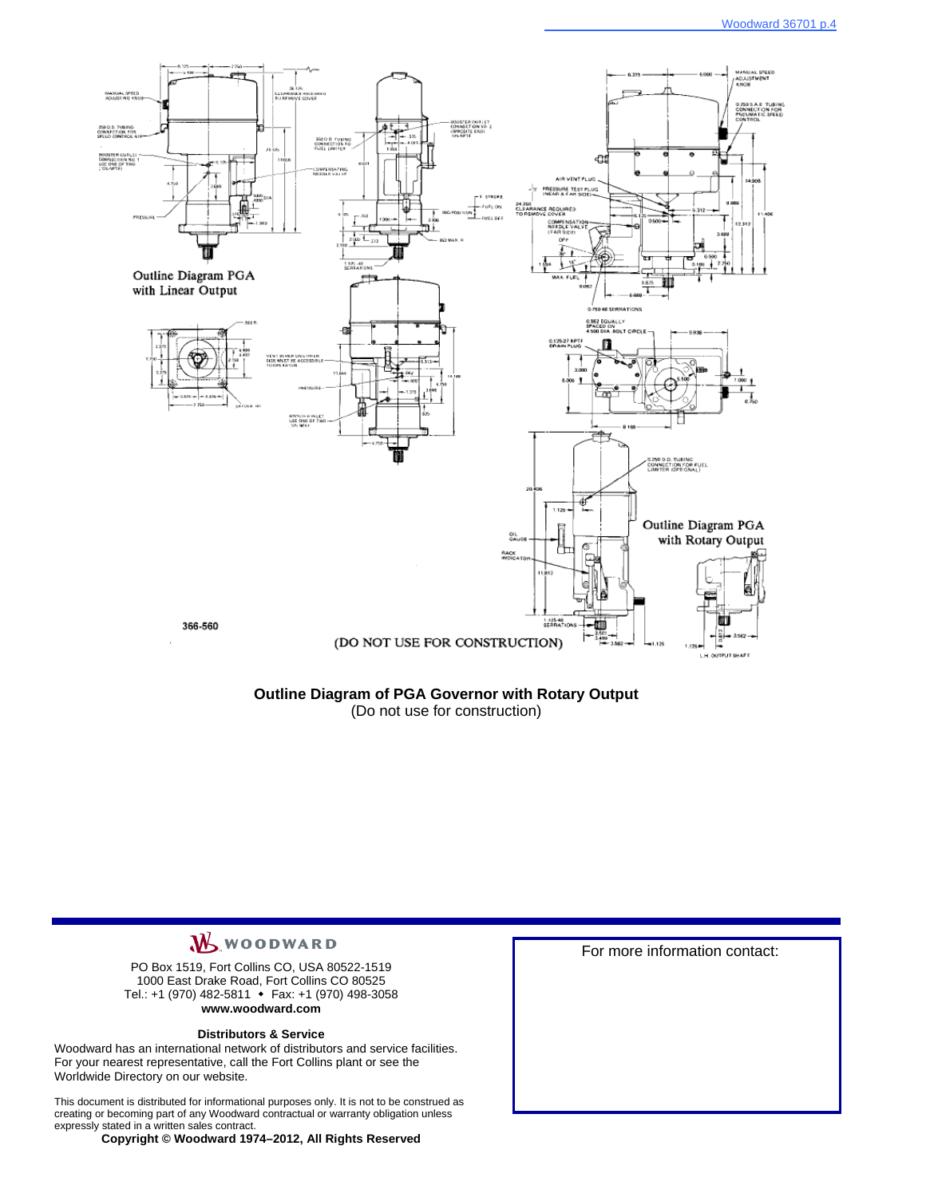Outline Diagram PGA with Linear Output

Outline Diagram PGA with Rotary Output

366-560

(DO NOT USE FOR CONSTRUCTION)

**Outline Diagram of PGA Governor with Rotary Output**
(Do not use for construction)

---

WOODWARD

PO Box 1519, Fort Collins CO, USA 80522-1519
1000 East Drake Road, Fort Collins CO 80525
Tel.: +1 (970) 482-5811 • Fax: +1 (970) 498-3058
**www.woodward.com**

**Distributors & Service**

Woodward has an international network of distributors and service facilities. For your nearest representative, call the Fort Collins plant or see the Worldwide Directory on our website.

This document is distributed for informational purposes only. It is not to be construed as creating or becoming part of any Woodward contractual or warranty obligation unless expressly stated in a written sales contract.

**Copyright © Woodward 1974–2012, All Rights Reserved**

For more information contact: